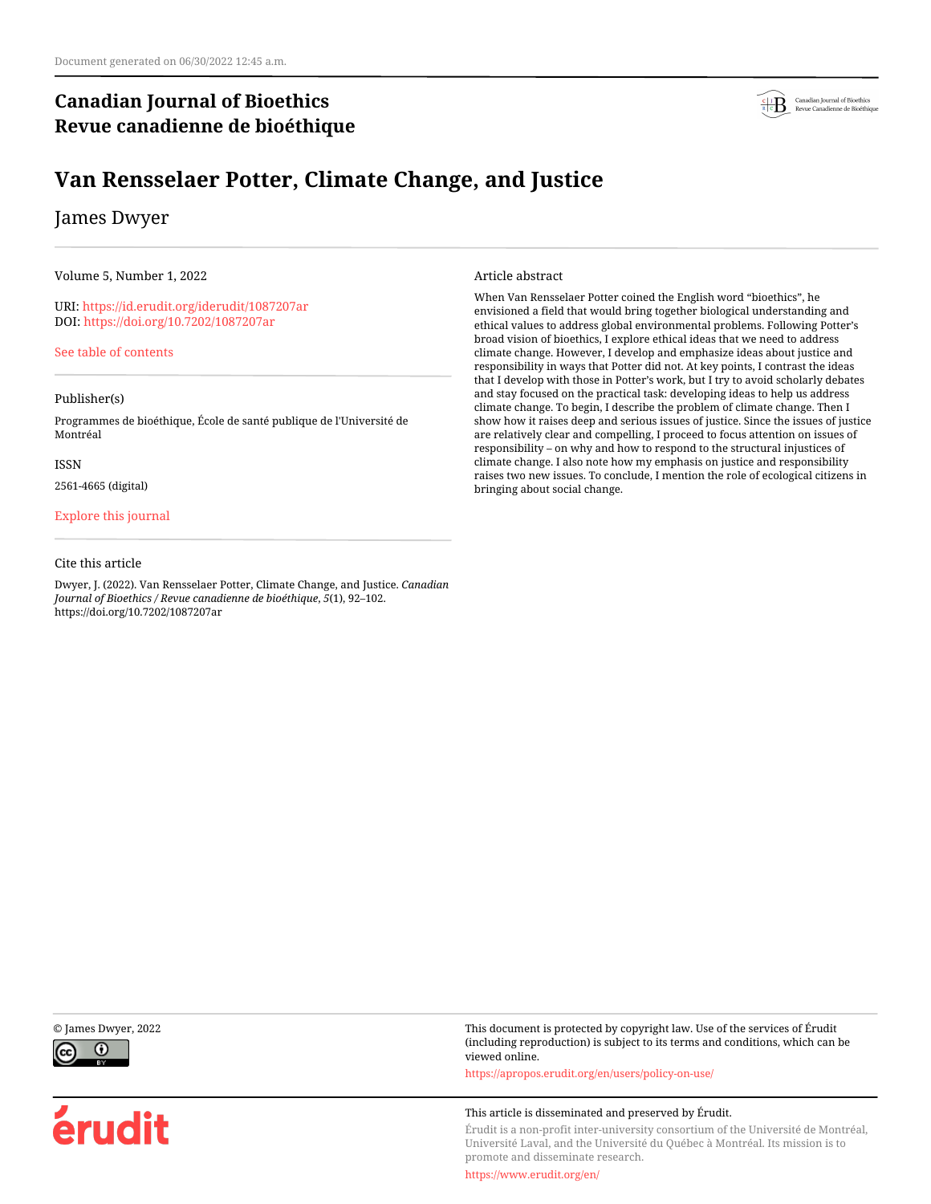Document generated on 06/30/2022 12:45 a.m.

**Canadian Journal of Bioethics**
**Revue canadienne de bioéthique**

# Van Rensselaer Potter, Climate Change, and Justice

James Dwyer

Volume 5, Number 1, 2022

URI: https://id.erudit.org/iderudit/1087207ar
DOI: https://doi.org/10.7202/1087207ar

See table of contents

Publisher(s)

Programmes de bioéthique, École de santé publique de l'Université de Montréal

ISSN

2561-4665 (digital)

Explore this journal

Cite this article

Dwyer, J. (2022). Van Rensselaer Potter, Climate Change, and Justice. *Canadian Journal of Bioethics / Revue canadienne de bioéthique*, *5*(1), 92–102. https://doi.org/10.7202/1087207ar

Article abstract

When Van Rensselaer Potter coined the English word "bioethics", he envisioned a field that would bring together biological understanding and ethical values to address global environmental problems. Following Potter's broad vision of bioethics, I explore ethical ideas that we need to address climate change. However, I develop and emphasize ideas about justice and responsibility in ways that Potter did not. At key points, I contrast the ideas that I develop with those in Potter's work, but I try to avoid scholarly debates and stay focused on the practical task: developing ideas to help us address climate change. To begin, I describe the problem of climate change. Then I show how it raises deep and serious issues of justice. Since the issues of justice are relatively clear and compelling, I proceed to focus attention on issues of responsibility – on why and how to respond to the structural injustices of climate change. I also note how my emphasis on justice and responsibility raises two new issues. To conclude, I mention the role of ecological citizens in bringing about social change.

© James Dwyer, 2022

This document is protected by copyright law. Use of the services of Érudit (including reproduction) is subject to its terms and conditions, which can be viewed online.

https://apropos.erudit.org/en/users/policy-on-use/

This article is disseminated and preserved by Érudit.

Érudit is a non-profit inter-university consortium of the Université de Montréal, Université Laval, and the Université du Québec à Montréal. Its mission is to promote and disseminate research.

https://www.erudit.org/en/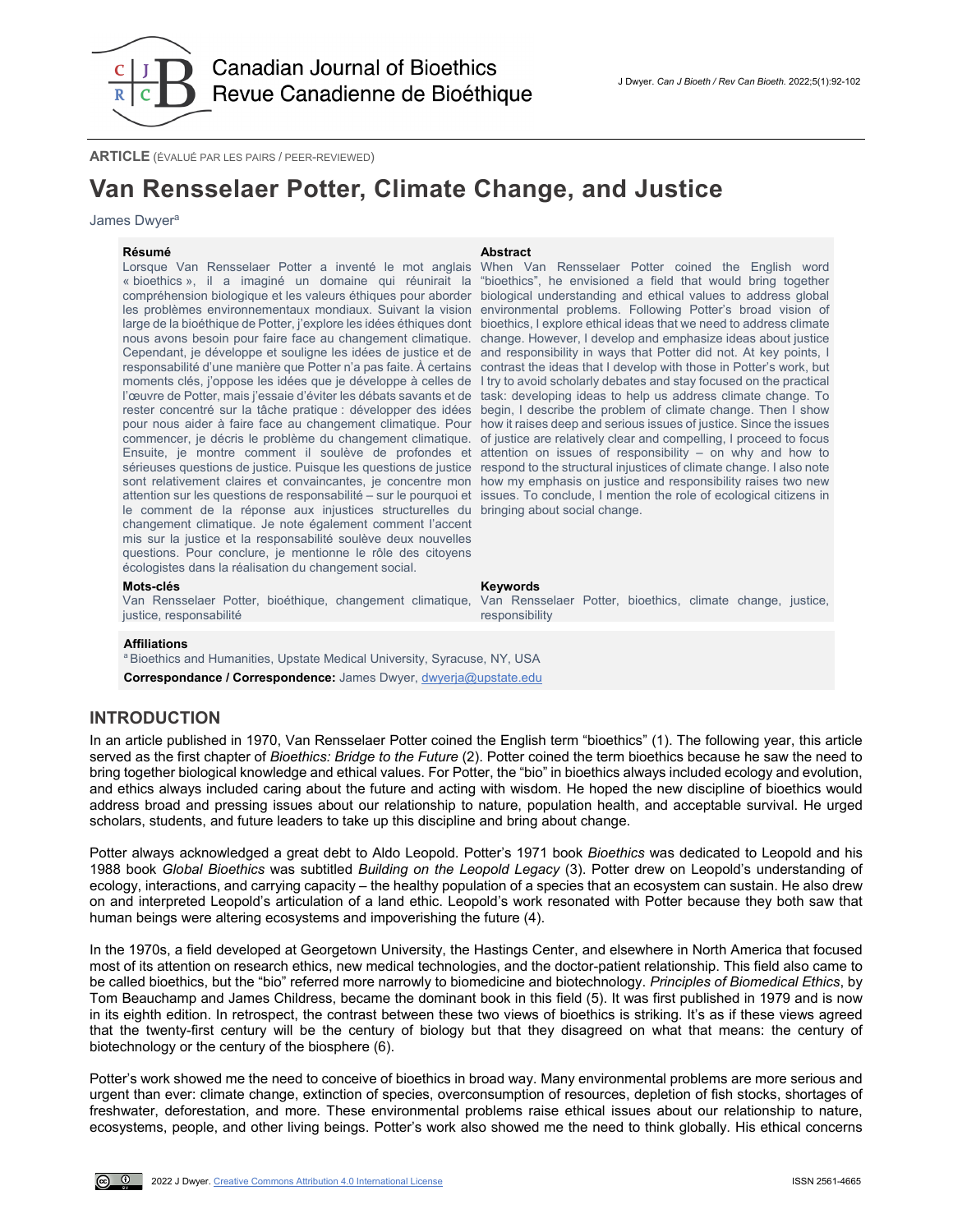ARTICLE (ÉVALUÉ PAR LES PAIRS / PEER-REVIEWED)

# Van Rensselaer Potter, Climate Change, and Justice

James Dwyer[a]

## Résumé

Lorsque Van Rensselaer Potter a inventé le mot anglais « bioethics », il a imaginé un domaine qui réunirait la compréhension biologique et les valeurs éthiques pour aborder les problèmes environnementaux mondiaux. Suivant la vision large de la bioéthique de Potter, j'explore les idées éthiques dont nous avons besoin pour faire face au changement climatique. Cependant, je développe et souligne les idées de justice et de responsabilité d'une manière que Potter n'a pas faite. À certains moments clés, j'oppose les idées que je développe à celles de l'œuvre de Potter, mais j'essaie d'éviter les débats savants et de rester concentré sur la tâche pratique : développer des idées pour nous aider à faire face au changement climatique. Pour commencer, je décris le problème du changement climatique. Ensuite, je montre comment il soulève de profondes et sérieuses questions de justice. Puisque les questions de justice sont relativement claires et convaincantes, je concentre mon attention sur les questions de responsabilité – sur le pourquoi et le comment de la réponse aux injustices structurelles du changement climatique. Je note également comment l'accent mis sur la justice et la responsabilité soulève deux nouvelles questions. Pour conclure, je mentionne le rôle des citoyens écologistes dans la réalisation du changement social.

## Mots-clés

Van Rensselaer Potter, bioéthique, changement climatique, justice, responsabilité

## Abstract

When Van Rensselaer Potter coined the English word "bioethics", he envisioned a field that would bring together biological understanding and ethical values to address global environmental problems. Following Potter's broad vision of bioethics, I explore ethical ideas that we need to address climate change. However, I develop and emphasize ideas about justice and responsibility in ways that Potter did not. At key points, I contrast the ideas that I develop with those in Potter's work, but I try to avoid scholarly debates and stay focused on the practical task: developing ideas to help us address climate change. To begin, I describe the problem of climate change. Then I show how it raises deep and serious issues of justice. Since the issues of justice are relatively clear and compelling, I proceed to focus attention on issues of responsibility – on why and how to respond to the structural injustices of climate change. I also note how my emphasis on justice and responsibility raises two new issues. To conclude, I mention the role of ecological citizens in bringing about social change.

## Keywords

Van Rensselaer Potter, bioethics, climate change, justice, responsibility

## Affiliations

[a] Bioethics and Humanities, Upstate Medical University, Syracuse, NY, USA

**Correspondance / Correspondence:** James Dwyer, dwyerja@upstate.edu

## INTRODUCTION

In an article published in 1970, Van Rensselaer Potter coined the English term "bioethics" (1). The following year, this article served as the first chapter of *Bioethics: Bridge to the Future* (2). Potter coined the term bioethics because he saw the need to bring together biological knowledge and ethical values. For Potter, the "bio" in bioethics always included ecology and evolution, and ethics always included caring about the future and acting with wisdom. He hoped the new discipline of bioethics would address broad and pressing issues about our relationship to nature, population health, and acceptable survival. He urged scholars, students, and future leaders to take up this discipline and bring about change.

Potter always acknowledged a great debt to Aldo Leopold. Potter's 1971 book *Bioethics* was dedicated to Leopold and his 1988 book *Global Bioethics* was subtitled *Building on the Leopold Legacy* (3). Potter drew on Leopold's understanding of ecology, interactions, and carrying capacity – the healthy population of a species that an ecosystem can sustain. He also drew on and interpreted Leopold's articulation of a land ethic. Leopold's work resonated with Potter because they both saw that human beings were altering ecosystems and impoverishing the future (4).

In the 1970s, a field developed at Georgetown University, the Hastings Center, and elsewhere in North America that focused most of its attention on research ethics, new medical technologies, and the doctor-patient relationship. This field also came to be called bioethics, but the "bio" referred more narrowly to biomedicine and biotechnology. *Principles of Biomedical Ethics*, by Tom Beauchamp and James Childress, became the dominant book in this field (5). It was first published in 1979 and is now in its eighth edition. In retrospect, the contrast between these two views of bioethics is striking. It's as if these views agreed that the twenty-first century will be the century of biology but that they disagreed on what that means: the century of biotechnology or the century of the biosphere (6).

Potter's work showed me the need to conceive of bioethics in broad way. Many environmental problems are more serious and urgent than ever: climate change, extinction of species, overconsumption of resources, depletion of fish stocks, shortages of freshwater, deforestation, and more. These environmental problems raise ethical issues about our relationship to nature, ecosystems, people, and other living beings. Potter's work also showed me the need to think globally. His ethical concerns

2022 J Dwyer. Creative Commons Attribution 4.0 International License

ISSN 2561-4665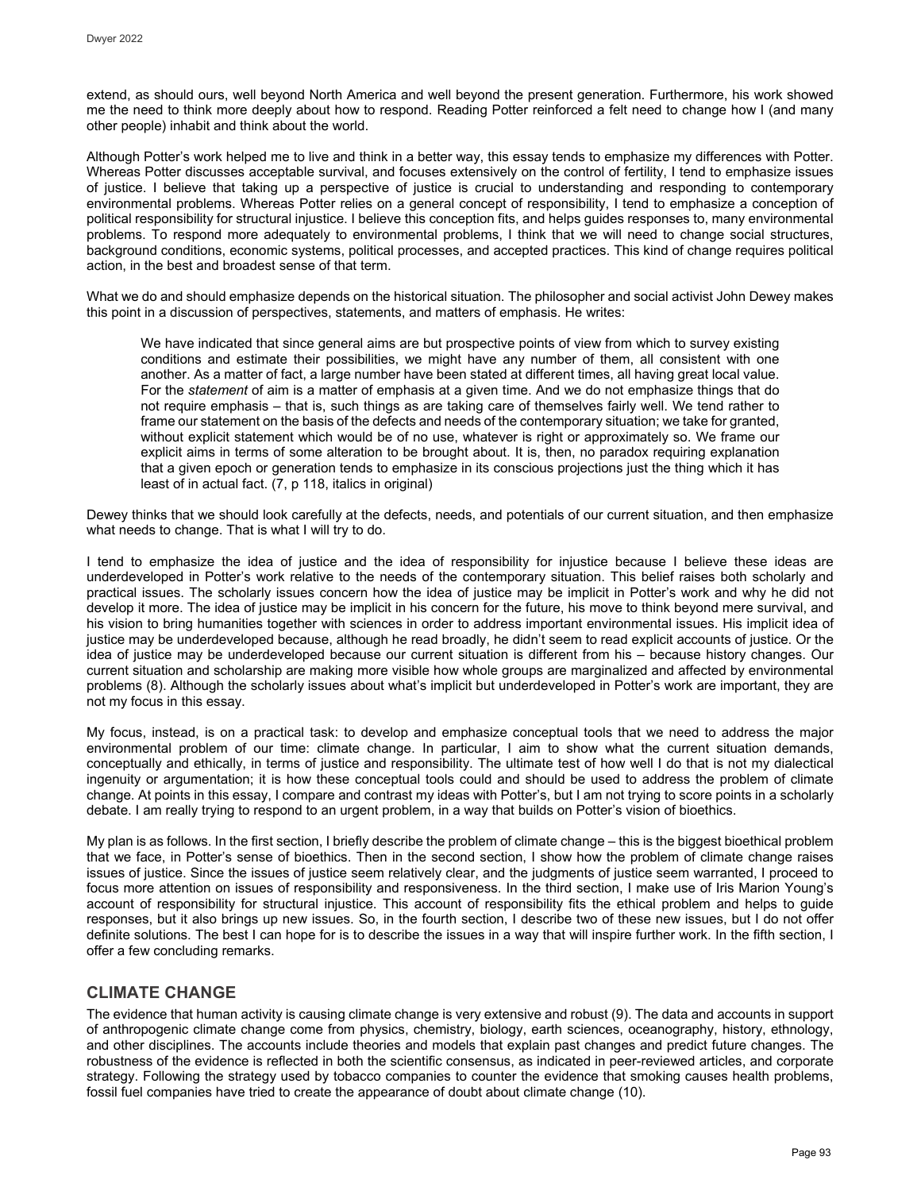extend, as should ours, well beyond North America and well beyond the present generation. Furthermore, his work showed me the need to think more deeply about how to respond. Reading Potter reinforced a felt need to change how I (and many other people) inhabit and think about the world.

Although Potter's work helped me to live and think in a better way, this essay tends to emphasize my differences with Potter. Whereas Potter discusses acceptable survival, and focuses extensively on the control of fertility, I tend to emphasize issues of justice. I believe that taking up a perspective of justice is crucial to understanding and responding to contemporary environmental problems. Whereas Potter relies on a general concept of responsibility, I tend to emphasize a conception of political responsibility for structural injustice. I believe this conception fits, and helps guides responses to, many environmental problems. To respond more adequately to environmental problems, I think that we will need to change social structures, background conditions, economic systems, political processes, and accepted practices. This kind of change requires political action, in the best and broadest sense of that term.

What we do and should emphasize depends on the historical situation. The philosopher and social activist John Dewey makes this point in a discussion of perspectives, statements, and matters of emphasis. He writes:

> We have indicated that since general aims are but prospective points of view from which to survey existing conditions and estimate their possibilities, we might have any number of them, all consistent with one another. As a matter of fact, a large number have been stated at different times, all having great local value. For the *statement* of aim is a matter of emphasis at a given time. And we do not emphasize things that do not require emphasis – that is, such things as are taking care of themselves fairly well. We tend rather to frame our statement on the basis of the defects and needs of the contemporary situation; we take for granted, without explicit statement which would be of no use, whatever is right or approximately so. We frame our explicit aims in terms of some alteration to be brought about. It is, then, no paradox requiring explanation that a given epoch or generation tends to emphasize in its conscious projections just the thing which it has least of in actual fact. (7, p 118, italics in original)

Dewey thinks that we should look carefully at the defects, needs, and potentials of our current situation, and then emphasize what needs to change. That is what I will try to do.

I tend to emphasize the idea of justice and the idea of responsibility for injustice because I believe these ideas are underdeveloped in Potter's work relative to the needs of the contemporary situation. This belief raises both scholarly and practical issues. The scholarly issues concern how the idea of justice may be implicit in Potter's work and why he did not develop it more. The idea of justice may be implicit in his concern for the future, his move to think beyond mere survival, and his vision to bring humanities together with sciences in order to address important environmental issues. His implicit idea of justice may be underdeveloped because, although he read broadly, he didn't seem to read explicit accounts of justice. Or the idea of justice may be underdeveloped because our current situation is different from his – because history changes. Our current situation and scholarship are making more visible how whole groups are marginalized and affected by environmental problems (8). Although the scholarly issues about what's implicit but underdeveloped in Potter's work are important, they are not my focus in this essay.

My focus, instead, is on a practical task: to develop and emphasize conceptual tools that we need to address the major environmental problem of our time: climate change. In particular, I aim to show what the current situation demands, conceptually and ethically, in terms of justice and responsibility. The ultimate test of how well I do that is not my dialectical ingenuity or argumentation; it is how these conceptual tools could and should be used to address the problem of climate change. At points in this essay, I compare and contrast my ideas with Potter's, but I am not trying to score points in a scholarly debate. I am really trying to respond to an urgent problem, in a way that builds on Potter's vision of bioethics.

My plan is as follows. In the first section, I briefly describe the problem of climate change – this is the biggest bioethical problem that we face, in Potter's sense of bioethics. Then in the second section, I show how the problem of climate change raises issues of justice. Since the issues of justice seem relatively clear, and the judgments of justice seem warranted, I proceed to focus more attention on issues of responsibility and responsiveness. In the third section, I make use of Iris Marion Young's account of responsibility for structural injustice. This account of responsibility fits the ethical problem and helps to guide responses, but it also brings up new issues. So, in the fourth section, I describe two of these new issues, but I do not offer definite solutions. The best I can hope for is to describe the issues in a way that will inspire further work. In the fifth section, I offer a few concluding remarks.

## CLIMATE CHANGE

The evidence that human activity is causing climate change is very extensive and robust (9). The data and accounts in support of anthropogenic climate change come from physics, chemistry, biology, earth sciences, oceanography, history, ethnology, and other disciplines. The accounts include theories and models that explain past changes and predict future changes. The robustness of the evidence is reflected in both the scientific consensus, as indicated in peer-reviewed articles, and corporate strategy. Following the strategy used by tobacco companies to counter the evidence that smoking causes health problems, fossil fuel companies have tried to create the appearance of doubt about climate change (10).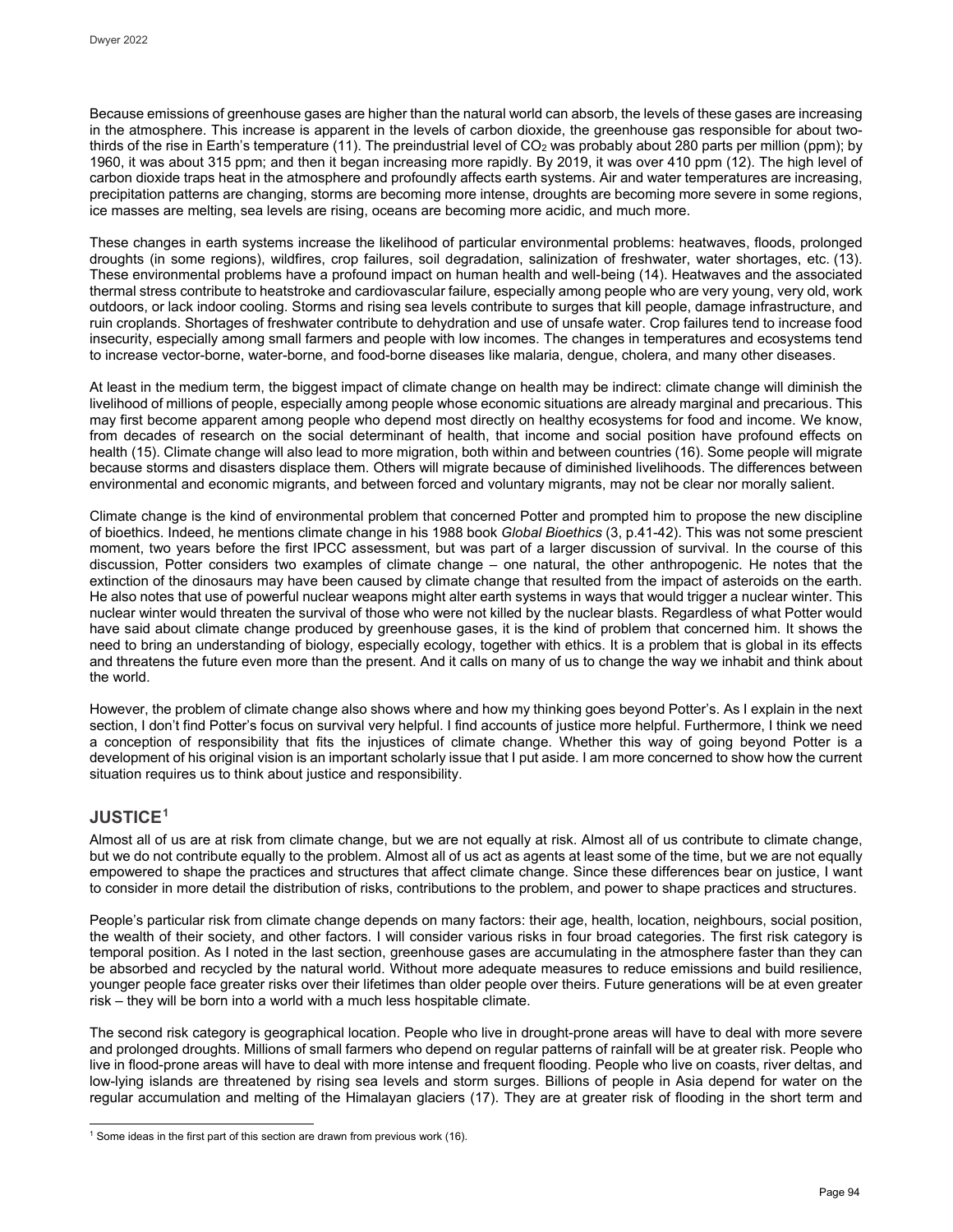Because emissions of greenhouse gases are higher than the natural world can absorb, the levels of these gases are increasing in the atmosphere. This increase is apparent in the levels of carbon dioxide, the greenhouse gas responsible for about two-thirds of the rise in Earth's temperature (11). The preindustrial level of $CO_2$ was probably about 280 parts per million (ppm); by 1960, it was about 315 ppm; and then it began increasing more rapidly. By 2019, it was over 410 ppm (12). The high level of carbon dioxide traps heat in the atmosphere and profoundly affects earth systems. Air and water temperatures are increasing, precipitation patterns are changing, storms are becoming more intense, droughts are becoming more severe in some regions, ice masses are melting, sea levels are rising, oceans are becoming more acidic, and much more.

These changes in earth systems increase the likelihood of particular environmental problems: heatwaves, floods, prolonged droughts (in some regions), wildfires, crop failures, soil degradation, salinization of freshwater, water shortages, etc. (13). These environmental problems have a profound impact on human health and well-being (14). Heatwaves and the associated thermal stress contribute to heatstroke and cardiovascular failure, especially among people who are very young, very old, work outdoors, or lack indoor cooling. Storms and rising sea levels contribute to surges that kill people, damage infrastructure, and ruin croplands. Shortages of freshwater contribute to dehydration and use of unsafe water. Crop failures tend to increase food insecurity, especially among small farmers and people with low incomes. The changes in temperatures and ecosystems tend to increase vector-borne, water-borne, and food-borne diseases like malaria, dengue, cholera, and many other diseases.

At least in the medium term, the biggest impact of climate change on health may be indirect: climate change will diminish the livelihood of millions of people, especially among people whose economic situations are already marginal and precarious. This may first become apparent among people who depend most directly on healthy ecosystems for food and income. We know, from decades of research on the social determinant of health, that income and social position have profound effects on health (15). Climate change will also lead to more migration, both within and between countries (16). Some people will migrate because storms and disasters displace them. Others will migrate because of diminished livelihoods. The differences between environmental and economic migrants, and between forced and voluntary migrants, may not be clear nor morally salient.

Climate change is the kind of environmental problem that concerned Potter and prompted him to propose the new discipline of bioethics. Indeed, he mentions climate change in his 1988 book *Global Bioethics* (3, p.41-42). This was not some prescient moment, two years before the first IPCC assessment, but was part of a larger discussion of survival. In the course of this discussion, Potter considers two examples of climate change – one natural, the other anthropogenic. He notes that the extinction of the dinosaurs may have been caused by climate change that resulted from the impact of asteroids on the earth. He also notes that use of powerful nuclear weapons might alter earth systems in ways that would trigger a nuclear winter. This nuclear winter would threaten the survival of those who were not killed by the nuclear blasts. Regardless of what Potter would have said about climate change produced by greenhouse gases, it is the kind of problem that concerned him. It shows the need to bring an understanding of biology, especially ecology, together with ethics. It is a problem that is global in its effects and threatens the future even more than the present. And it calls on many of us to change the way we inhabit and think about the world.

However, the problem of climate change also shows where and how my thinking goes beyond Potter's. As I explain in the next section, I don't find Potter's focus on survival very helpful. I find accounts of justice more helpful. Furthermore, I think we need a conception of responsibility that fits the injustices of climate change. Whether this way of going beyond Potter is a development of his original vision is an important scholarly issue that I put aside. I am more concerned to show how the current situation requires us to think about justice and responsibility.

## JUSTICE[1]

Almost all of us are at risk from climate change, but we are not equally at risk. Almost all of us contribute to climate change, but we do not contribute equally to the problem. Almost all of us act as agents at least some of the time, but we are not equally empowered to shape the practices and structures that affect climate change. Since these differences bear on justice, I want to consider in more detail the distribution of risks, contributions to the problem, and power to shape practices and structures.

People's particular risk from climate change depends on many factors: their age, health, location, neighbours, social position, the wealth of their society, and other factors. I will consider various risks in four broad categories. The first risk category is temporal position. As I noted in the last section, greenhouse gases are accumulating in the atmosphere faster than they can be absorbed and recycled by the natural world. Without more adequate measures to reduce emissions and build resilience, younger people face greater risks over their lifetimes than older people over theirs. Future generations will be at even greater risk – they will be born into a world with a much less hospitable climate.

The second risk category is geographical location. People who live in drought-prone areas will have to deal with more severe and prolonged droughts. Millions of small farmers who depend on regular patterns of rainfall will be at greater risk. People who live in flood-prone areas will have to deal with more intense and frequent flooding. People who live on coasts, river deltas, and low-lying islands are threatened by rising sea levels and storm surges. Billions of people in Asia depend for water on the regular accumulation and melting of the Himalayan glaciers (17). They are at greater risk of flooding in the short term and

[1] Some ideas in the first part of this section are drawn from previous work (16).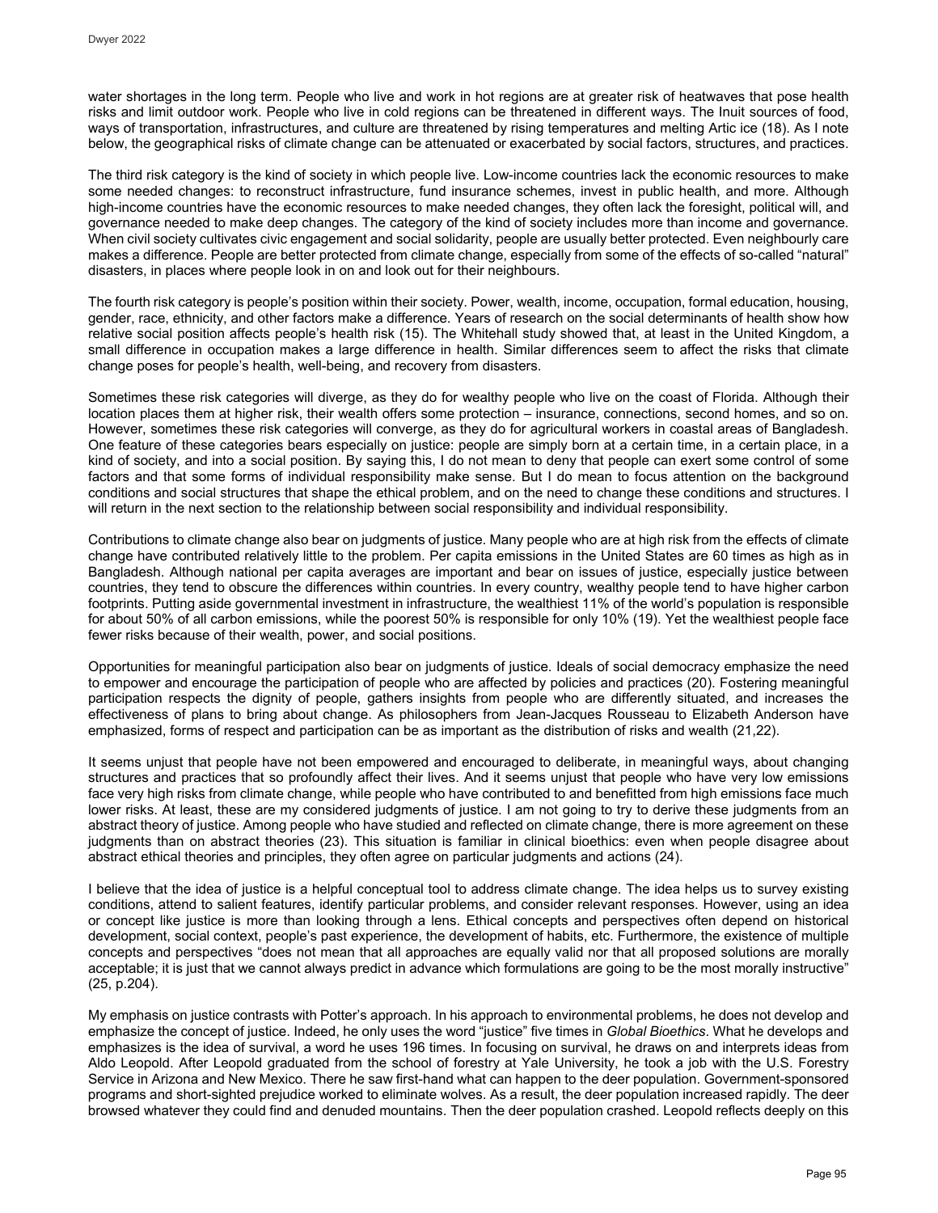water shortages in the long term. People who live and work in hot regions are at greater risk of heatwaves that pose health risks and limit outdoor work. People who live in cold regions can be threatened in different ways. The Inuit sources of food, ways of transportation, infrastructures, and culture are threatened by rising temperatures and melting Artic ice (18). As I note below, the geographical risks of climate change can be attenuated or exacerbated by social factors, structures, and practices.

The third risk category is the kind of society in which people live. Low-income countries lack the economic resources to make some needed changes: to reconstruct infrastructure, fund insurance schemes, invest in public health, and more. Although high-income countries have the economic resources to make needed changes, they often lack the foresight, political will, and governance needed to make deep changes. The category of the kind of society includes more than income and governance. When civil society cultivates civic engagement and social solidarity, people are usually better protected. Even neighbourly care makes a difference. People are better protected from climate change, especially from some of the effects of so-called "natural" disasters, in places where people look in on and look out for their neighbours.

The fourth risk category is people's position within their society. Power, wealth, income, occupation, formal education, housing, gender, race, ethnicity, and other factors make a difference. Years of research on the social determinants of health show how relative social position affects people's health risk (15). The Whitehall study showed that, at least in the United Kingdom, a small difference in occupation makes a large difference in health. Similar differences seem to affect the risks that climate change poses for people's health, well-being, and recovery from disasters.

Sometimes these risk categories will diverge, as they do for wealthy people who live on the coast of Florida. Although their location places them at higher risk, their wealth offers some protection – insurance, connections, second homes, and so on. However, sometimes these risk categories will converge, as they do for agricultural workers in coastal areas of Bangladesh. One feature of these categories bears especially on justice: people are simply born at a certain time, in a certain place, in a kind of society, and into a social position. By saying this, I do not mean to deny that people can exert some control of some factors and that some forms of individual responsibility make sense. But I do mean to focus attention on the background conditions and social structures that shape the ethical problem, and on the need to change these conditions and structures. I will return in the next section to the relationship between social responsibility and individual responsibility.

Contributions to climate change also bear on judgments of justice. Many people who are at high risk from the effects of climate change have contributed relatively little to the problem. Per capita emissions in the United States are 60 times as high as in Bangladesh. Although national per capita averages are important and bear on issues of justice, especially justice between countries, they tend to obscure the differences within countries. In every country, wealthy people tend to have higher carbon footprints. Putting aside governmental investment in infrastructure, the wealthiest 11% of the world's population is responsible for about 50% of all carbon emissions, while the poorest 50% is responsible for only 10% (19). Yet the wealthiest people face fewer risks because of their wealth, power, and social positions.

Opportunities for meaningful participation also bear on judgments of justice. Ideals of social democracy emphasize the need to empower and encourage the participation of people who are affected by policies and practices (20). Fostering meaningful participation respects the dignity of people, gathers insights from people who are differently situated, and increases the effectiveness of plans to bring about change. As philosophers from Jean-Jacques Rousseau to Elizabeth Anderson have emphasized, forms of respect and participation can be as important as the distribution of risks and wealth (21,22).

It seems unjust that people have not been empowered and encouraged to deliberate, in meaningful ways, about changing structures and practices that so profoundly affect their lives. And it seems unjust that people who have very low emissions face very high risks from climate change, while people who have contributed to and benefitted from high emissions face much lower risks. At least, these are my considered judgments of justice. I am not going to try to derive these judgments from an abstract theory of justice. Among people who have studied and reflected on climate change, there is more agreement on these judgments than on abstract theories (23). This situation is familiar in clinical bioethics: even when people disagree about abstract ethical theories and principles, they often agree on particular judgments and actions (24).

I believe that the idea of justice is a helpful conceptual tool to address climate change. The idea helps us to survey existing conditions, attend to salient features, identify particular problems, and consider relevant responses. However, using an idea or concept like justice is more than looking through a lens. Ethical concepts and perspectives often depend on historical development, social context, people's past experience, the development of habits, etc. Furthermore, the existence of multiple concepts and perspectives "does not mean that all approaches are equally valid nor that all proposed solutions are morally acceptable; it is just that we cannot always predict in advance which formulations are going to be the most morally instructive" (25, p.204).

My emphasis on justice contrasts with Potter's approach. In his approach to environmental problems, he does not develop and emphasize the concept of justice. Indeed, he only uses the word "justice" five times in *Global Bioethics*. What he develops and emphasizes is the idea of survival, a word he uses 196 times. In focusing on survival, he draws on and interprets ideas from Aldo Leopold. After Leopold graduated from the school of forestry at Yale University, he took a job with the U.S. Forestry Service in Arizona and New Mexico. There he saw first-hand what can happen to the deer population. Government-sponsored programs and short-sighted prejudice worked to eliminate wolves. As a result, the deer population increased rapidly. The deer browsed whatever they could find and denuded mountains. Then the deer population crashed. Leopold reflects deeply on this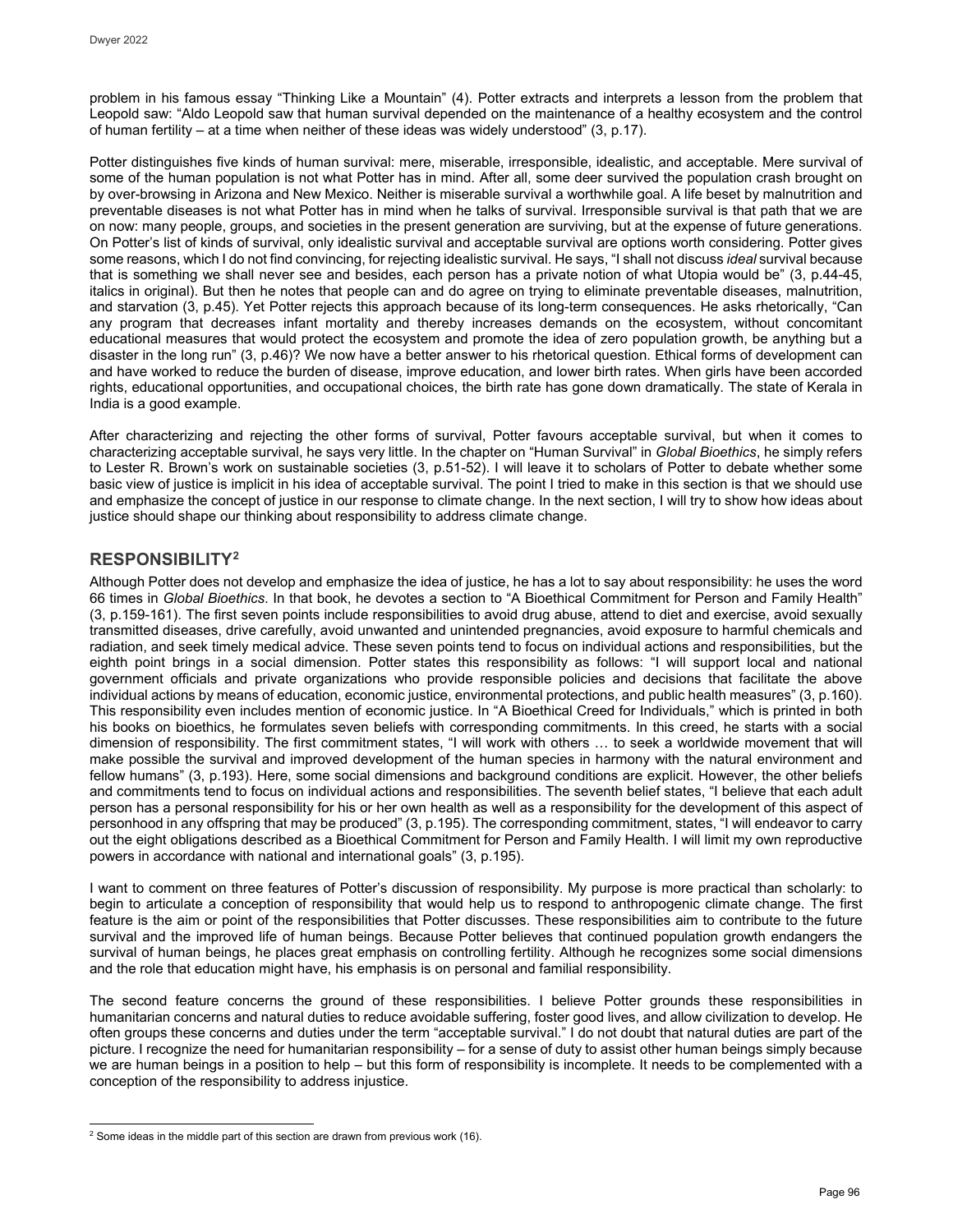problem in his famous essay "Thinking Like a Mountain" (4). Potter extracts and interprets a lesson from the problem that Leopold saw: "Aldo Leopold saw that human survival depended on the maintenance of a healthy ecosystem and the control of human fertility – at a time when neither of these ideas was widely understood" (3, p.17).

Potter distinguishes five kinds of human survival: mere, miserable, irresponsible, idealistic, and acceptable. Mere survival of some of the human population is not what Potter has in mind. After all, some deer survived the population crash brought on by over-browsing in Arizona and New Mexico. Neither is miserable survival a worthwhile goal. A life beset by malnutrition and preventable diseases is not what Potter has in mind when he talks of survival. Irresponsible survival is that path that we are on now: many people, groups, and societies in the present generation are surviving, but at the expense of future generations. On Potter's list of kinds of survival, only idealistic survival and acceptable survival are options worth considering. Potter gives some reasons, which I do not find convincing, for rejecting idealistic survival. He says, "I shall not discuss *ideal* survival because that is something we shall never see and besides, each person has a private notion of what Utopia would be" (3, p.44-45, italics in original). But then he notes that people can and do agree on trying to eliminate preventable diseases, malnutrition, and starvation (3, p.45). Yet Potter rejects this approach because of its long-term consequences. He asks rhetorically, "Can any program that decreases infant mortality and thereby increases demands on the ecosystem, without concomitant educational measures that would protect the ecosystem and promote the idea of zero population growth, be anything but a disaster in the long run" (3, p.46)? We now have a better answer to his rhetorical question. Ethical forms of development can and have worked to reduce the burden of disease, improve education, and lower birth rates. When girls have been accorded rights, educational opportunities, and occupational choices, the birth rate has gone down dramatically. The state of Kerala in India is a good example.

After characterizing and rejecting the other forms of survival, Potter favours acceptable survival, but when it comes to characterizing acceptable survival, he says very little. In the chapter on "Human Survival" in *Global Bioethics*, he simply refers to Lester R. Brown's work on sustainable societies (3, p.51-52). I will leave it to scholars of Potter to debate whether some basic view of justice is implicit in his idea of acceptable survival. The point I tried to make in this section is that we should use and emphasize the concept of justice in our response to climate change. In the next section, I will try to show how ideas about justice should shape our thinking about responsibility to address climate change.

## RESPONSIBILITY[2]

Although Potter does not develop and emphasize the idea of justice, he has a lot to say about responsibility: he uses the word 66 times in *Global Bioethics*. In that book, he devotes a section to "A Bioethical Commitment for Person and Family Health" (3, p.159-161). The first seven points include responsibilities to avoid drug abuse, attend to diet and exercise, avoid sexually transmitted diseases, drive carefully, avoid unwanted and unintended pregnancies, avoid exposure to harmful chemicals and radiation, and seek timely medical advice. These seven points tend to focus on individual actions and responsibilities, but the eighth point brings in a social dimension. Potter states this responsibility as follows: "I will support local and national government officials and private organizations who provide responsible policies and decisions that facilitate the above individual actions by means of education, economic justice, environmental protections, and public health measures" (3, p.160). This responsibility even includes mention of economic justice. In "A Bioethical Creed for Individuals," which is printed in both his books on bioethics, he formulates seven beliefs with corresponding commitments. In this creed, he starts with a social dimension of responsibility. The first commitment states, "I will work with others … to seek a worldwide movement that will make possible the survival and improved development of the human species in harmony with the natural environment and fellow humans" (3, p.193). Here, some social dimensions and background conditions are explicit. However, the other beliefs and commitments tend to focus on individual actions and responsibilities. The seventh belief states, "I believe that each adult person has a personal responsibility for his or her own health as well as a responsibility for the development of this aspect of personhood in any offspring that may be produced" (3, p.195). The corresponding commitment, states, "I will endeavor to carry out the eight obligations described as a Bioethical Commitment for Person and Family Health. I will limit my own reproductive powers in accordance with national and international goals" (3, p.195).

I want to comment on three features of Potter's discussion of responsibility. My purpose is more practical than scholarly: to begin to articulate a conception of responsibility that would help us to respond to anthropogenic climate change. The first feature is the aim or point of the responsibilities that Potter discusses. These responsibilities aim to contribute to the future survival and the improved life of human beings. Because Potter believes that continued population growth endangers the survival of human beings, he places great emphasis on controlling fertility. Although he recognizes some social dimensions and the role that education might have, his emphasis is on personal and familial responsibility.

The second feature concerns the ground of these responsibilities. I believe Potter grounds these responsibilities in humanitarian concerns and natural duties to reduce avoidable suffering, foster good lives, and allow civilization to develop. He often groups these concerns and duties under the term "acceptable survival." I do not doubt that natural duties are part of the picture. I recognize the need for humanitarian responsibility – for a sense of duty to assist other human beings simply because we are human beings in a position to help – but this form of responsibility is incomplete. It needs to be complemented with a conception of the responsibility to address injustice.

[2] Some ideas in the middle part of this section are drawn from previous work (16).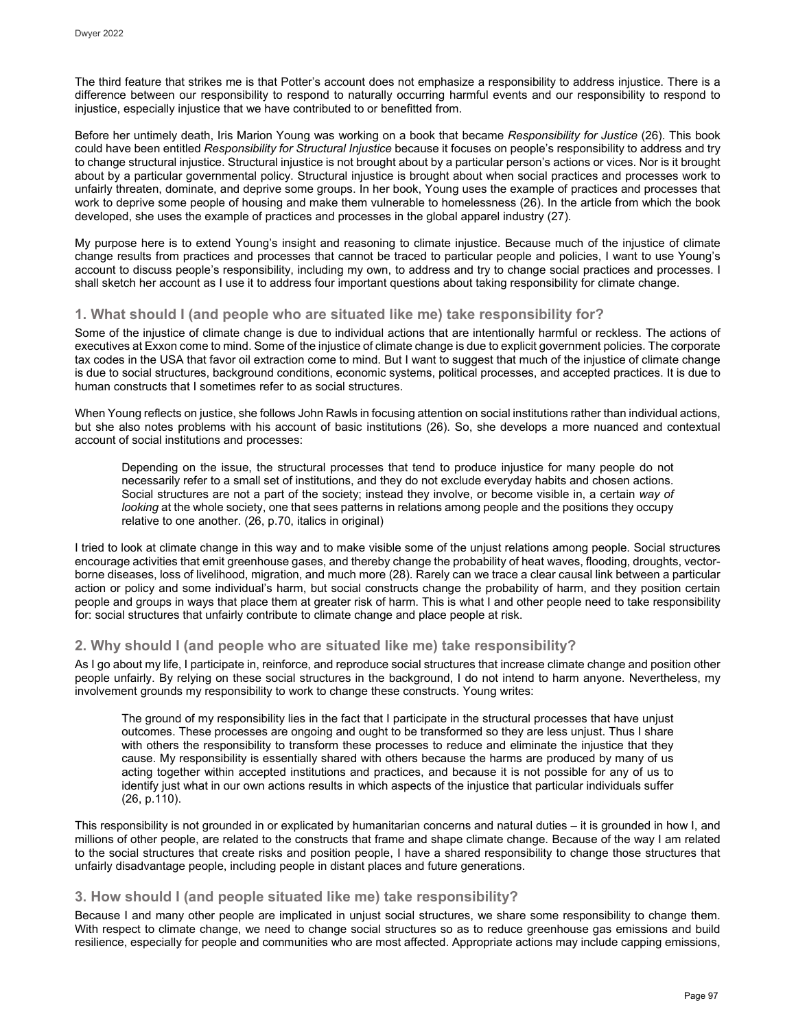The third feature that strikes me is that Potter's account does not emphasize a responsibility to address injustice. There is a difference between our responsibility to respond to naturally occurring harmful events and our responsibility to respond to injustice, especially injustice that we have contributed to or benefitted from.

Before her untimely death, Iris Marion Young was working on a book that became *Responsibility for Justice* (26). This book could have been entitled *Responsibility for Structural Injustice* because it focuses on people's responsibility to address and try to change structural injustice. Structural injustice is not brought about by a particular person's actions or vices. Nor is it brought about by a particular governmental policy. Structural injustice is brought about when social practices and processes work to unfairly threaten, dominate, and deprive some groups. In her book, Young uses the example of practices and processes that work to deprive some people of housing and make them vulnerable to homelessness (26). In the article from which the book developed, she uses the example of practices and processes in the global apparel industry (27).

My purpose here is to extend Young's insight and reasoning to climate injustice. Because much of the injustice of climate change results from practices and processes that cannot be traced to particular people and policies, I want to use Young's account to discuss people's responsibility, including my own, to address and try to change social practices and processes. I shall sketch her account as I use it to address four important questions about taking responsibility for climate change.

## 1. What should I (and people who are situated like me) take responsibility for?

Some of the injustice of climate change is due to individual actions that are intentionally harmful or reckless. The actions of executives at Exxon come to mind. Some of the injustice of climate change is due to explicit government policies. The corporate tax codes in the USA that favor oil extraction come to mind. But I want to suggest that much of the injustice of climate change is due to social structures, background conditions, economic systems, political processes, and accepted practices. It is due to human constructs that I sometimes refer to as social structures.

When Young reflects on justice, she follows John Rawls in focusing attention on social institutions rather than individual actions, but she also notes problems with his account of basic institutions (26). So, she develops a more nuanced and contextual account of social institutions and processes:

> Depending on the issue, the structural processes that tend to produce injustice for many people do not necessarily refer to a small set of institutions, and they do not exclude everyday habits and chosen actions. Social structures are not a part of the society; instead they involve, or become visible in, a certain *way of looking* at the whole society, one that sees patterns in relations among people and the positions they occupy relative to one another. (26, p.70, italics in original)

I tried to look at climate change in this way and to make visible some of the unjust relations among people. Social structures encourage activities that emit greenhouse gases, and thereby change the probability of heat waves, flooding, droughts, vector-borne diseases, loss of livelihood, migration, and much more (28). Rarely can we trace a clear causal link between a particular action or policy and some individual's harm, but social constructs change the probability of harm, and they position certain people and groups in ways that place them at greater risk of harm. This is what I and other people need to take responsibility for: social structures that unfairly contribute to climate change and place people at risk.

## 2. Why should I (and people who are situated like me) take responsibility?

As I go about my life, I participate in, reinforce, and reproduce social structures that increase climate change and position other people unfairly. By relying on these social structures in the background, I do not intend to harm anyone. Nevertheless, my involvement grounds my responsibility to work to change these constructs. Young writes:

> The ground of my responsibility lies in the fact that I participate in the structural processes that have unjust outcomes. These processes are ongoing and ought to be transformed so they are less unjust. Thus I share with others the responsibility to transform these processes to reduce and eliminate the injustice that they cause. My responsibility is essentially shared with others because the harms are produced by many of us acting together within accepted institutions and practices, and because it is not possible for any of us to identify just what in our own actions results in which aspects of the injustice that particular individuals suffer (26, p.110).

This responsibility is not grounded in or explicated by humanitarian concerns and natural duties – it is grounded in how I, and millions of other people, are related to the constructs that frame and shape climate change. Because of the way I am related to the social structures that create risks and position people, I have a shared responsibility to change those structures that unfairly disadvantage people, including people in distant places and future generations.

## 3. How should I (and people situated like me) take responsibility?

Because I and many other people are implicated in unjust social structures, we share some responsibility to change them. With respect to climate change, we need to change social structures so as to reduce greenhouse gas emissions and build resilience, especially for people and communities who are most affected. Appropriate actions may include capping emissions,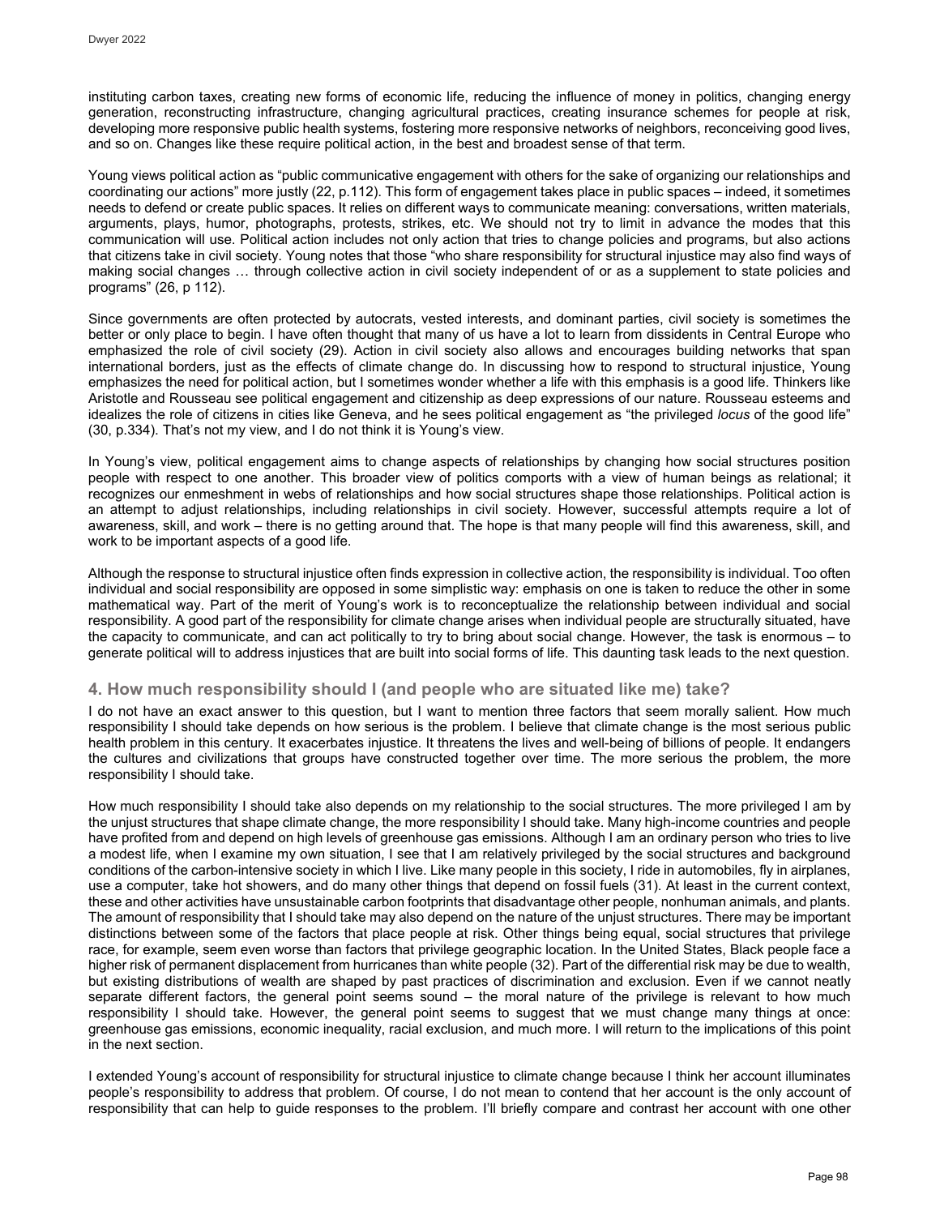instituting carbon taxes, creating new forms of economic life, reducing the influence of money in politics, changing energy generation, reconstructing infrastructure, changing agricultural practices, creating insurance schemes for people at risk, developing more responsive public health systems, fostering more responsive networks of neighbors, reconceiving good lives, and so on. Changes like these require political action, in the best and broadest sense of that term.

Young views political action as "public communicative engagement with others for the sake of organizing our relationships and coordinating our actions" more justly (22, p.112). This form of engagement takes place in public spaces – indeed, it sometimes needs to defend or create public spaces. It relies on different ways to communicate meaning: conversations, written materials, arguments, plays, humor, photographs, protests, strikes, etc. We should not try to limit in advance the modes that this communication will use. Political action includes not only action that tries to change policies and programs, but also actions that citizens take in civil society. Young notes that those "who share responsibility for structural injustice may also find ways of making social changes … through collective action in civil society independent of or as a supplement to state policies and programs" (26, p 112).

Since governments are often protected by autocrats, vested interests, and dominant parties, civil society is sometimes the better or only place to begin. I have often thought that many of us have a lot to learn from dissidents in Central Europe who emphasized the role of civil society (29). Action in civil society also allows and encourages building networks that span international borders, just as the effects of climate change do. In discussing how to respond to structural injustice, Young emphasizes the need for political action, but I sometimes wonder whether a life with this emphasis is a good life. Thinkers like Aristotle and Rousseau see political engagement and citizenship as deep expressions of our nature. Rousseau esteems and idealizes the role of citizens in cities like Geneva, and he sees political engagement as "the privileged *locus* of the good life" (30, p.334). That's not my view, and I do not think it is Young's view.

In Young's view, political engagement aims to change aspects of relationships by changing how social structures position people with respect to one another. This broader view of politics comports with a view of human beings as relational; it recognizes our enmeshment in webs of relationships and how social structures shape those relationships. Political action is an attempt to adjust relationships, including relationships in civil society. However, successful attempts require a lot of awareness, skill, and work – there is no getting around that. The hope is that many people will find this awareness, skill, and work to be important aspects of a good life.

Although the response to structural injustice often finds expression in collective action, the responsibility is individual. Too often individual and social responsibility are opposed in some simplistic way: emphasis on one is taken to reduce the other in some mathematical way. Part of the merit of Young's work is to reconceptualize the relationship between individual and social responsibility. A good part of the responsibility for climate change arises when individual people are structurally situated, have the capacity to communicate, and can act politically to try to bring about social change. However, the task is enormous – to generate political will to address injustices that are built into social forms of life. This daunting task leads to the next question.

## 4. How much responsibility should I (and people who are situated like me) take?

I do not have an exact answer to this question, but I want to mention three factors that seem morally salient. How much responsibility I should take depends on how serious is the problem. I believe that climate change is the most serious public health problem in this century. It exacerbates injustice. It threatens the lives and well-being of billions of people. It endangers the cultures and civilizations that groups have constructed together over time. The more serious the problem, the more responsibility I should take.

How much responsibility I should take also depends on my relationship to the social structures. The more privileged I am by the unjust structures that shape climate change, the more responsibility I should take. Many high-income countries and people have profited from and depend on high levels of greenhouse gas emissions. Although I am an ordinary person who tries to live a modest life, when I examine my own situation, I see that I am relatively privileged by the social structures and background conditions of the carbon-intensive society in which I live. Like many people in this society, I ride in automobiles, fly in airplanes, use a computer, take hot showers, and do many other things that depend on fossil fuels (31). At least in the current context, these and other activities have unsustainable carbon footprints that disadvantage other people, nonhuman animals, and plants. The amount of responsibility that I should take may also depend on the nature of the unjust structures. There may be important distinctions between some of the factors that place people at risk. Other things being equal, social structures that privilege race, for example, seem even worse than factors that privilege geographic location. In the United States, Black people face a higher risk of permanent displacement from hurricanes than white people (32). Part of the differential risk may be due to wealth, but existing distributions of wealth are shaped by past practices of discrimination and exclusion. Even if we cannot neatly separate different factors, the general point seems sound – the moral nature of the privilege is relevant to how much responsibility I should take. However, the general point seems to suggest that we must change many things at once: greenhouse gas emissions, economic inequality, racial exclusion, and much more. I will return to the implications of this point in the next section.

I extended Young's account of responsibility for structural injustice to climate change because I think her account illuminates people's responsibility to address that problem. Of course, I do not mean to contend that her account is the only account of responsibility that can help to guide responses to the problem. I'll briefly compare and contrast her account with one other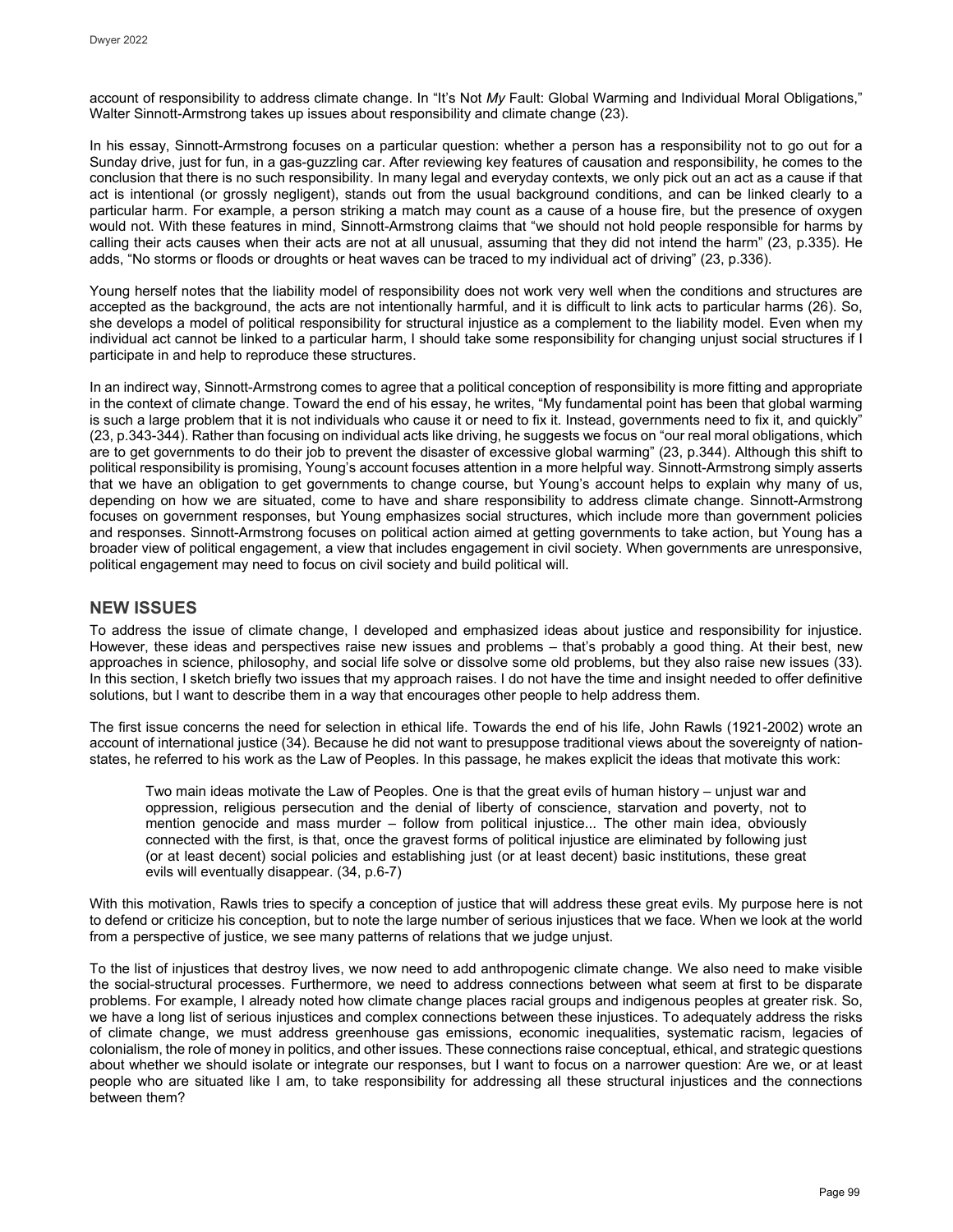account of responsibility to address climate change. In "It's Not *My* Fault: Global Warming and Individual Moral Obligations," Walter Sinnott-Armstrong takes up issues about responsibility and climate change (23).

In his essay, Sinnott-Armstrong focuses on a particular question: whether a person has a responsibility not to go out for a Sunday drive, just for fun, in a gas-guzzling car. After reviewing key features of causation and responsibility, he comes to the conclusion that there is no such responsibility. In many legal and everyday contexts, we only pick out an act as a cause if that act is intentional (or grossly negligent), stands out from the usual background conditions, and can be linked clearly to a particular harm. For example, a person striking a match may count as a cause of a house fire, but the presence of oxygen would not. With these features in mind, Sinnott-Armstrong claims that "we should not hold people responsible for harms by calling their acts causes when their acts are not at all unusual, assuming that they did not intend the harm" (23, p.335). He adds, "No storms or floods or droughts or heat waves can be traced to my individual act of driving" (23, p.336).

Young herself notes that the liability model of responsibility does not work very well when the conditions and structures are accepted as the background, the acts are not intentionally harmful, and it is difficult to link acts to particular harms (26). So, she develops a model of political responsibility for structural injustice as a complement to the liability model. Even when my individual act cannot be linked to a particular harm, I should take some responsibility for changing unjust social structures if I participate in and help to reproduce these structures.

In an indirect way, Sinnott-Armstrong comes to agree that a political conception of responsibility is more fitting and appropriate in the context of climate change. Toward the end of his essay, he writes, "My fundamental point has been that global warming is such a large problem that it is not individuals who cause it or need to fix it. Instead, governments need to fix it, and quickly" (23, p.343-344). Rather than focusing on individual acts like driving, he suggests we focus on "our real moral obligations, which are to get governments to do their job to prevent the disaster of excessive global warming" (23, p.344). Although this shift to political responsibility is promising, Young's account focuses attention in a more helpful way. Sinnott-Armstrong simply asserts that we have an obligation to get governments to change course, but Young's account helps to explain why many of us, depending on how we are situated, come to have and share responsibility to address climate change. Sinnott-Armstrong focuses on government responses, but Young emphasizes social structures, which include more than government policies and responses. Sinnott-Armstrong focuses on political action aimed at getting governments to take action, but Young has a broader view of political engagement, a view that includes engagement in civil society. When governments are unresponsive, political engagement may need to focus on civil society and build political will.

## NEW ISSUES

To address the issue of climate change, I developed and emphasized ideas about justice and responsibility for injustice. However, these ideas and perspectives raise new issues and problems – that's probably a good thing. At their best, new approaches in science, philosophy, and social life solve or dissolve some old problems, but they also raise new issues (33). In this section, I sketch briefly two issues that my approach raises. I do not have the time and insight needed to offer definitive solutions, but I want to describe them in a way that encourages other people to help address them.

The first issue concerns the need for selection in ethical life. Towards the end of his life, John Rawls (1921-2002) wrote an account of international justice (34). Because he did not want to presuppose traditional views about the sovereignty of nation-states, he referred to his work as the Law of Peoples. In this passage, he makes explicit the ideas that motivate this work:

> Two main ideas motivate the Law of Peoples. One is that the great evils of human history – unjust war and oppression, religious persecution and the denial of liberty of conscience, starvation and poverty, not to mention genocide and mass murder – follow from political injustice... The other main idea, obviously connected with the first, is that, once the gravest forms of political injustice are eliminated by following just (or at least decent) social policies and establishing just (or at least decent) basic institutions, these great evils will eventually disappear. (34, p.6-7)

With this motivation, Rawls tries to specify a conception of justice that will address these great evils. My purpose here is not to defend or criticize his conception, but to note the large number of serious injustices that we face. When we look at the world from a perspective of justice, we see many patterns of relations that we judge unjust.

To the list of injustices that destroy lives, we now need to add anthropogenic climate change. We also need to make visible the social-structural processes. Furthermore, we need to address connections between what seem at first to be disparate problems. For example, I already noted how climate change places racial groups and indigenous peoples at greater risk. So, we have a long list of serious injustices and complex connections between these injustices. To adequately address the risks of climate change, we must address greenhouse gas emissions, economic inequalities, systematic racism, legacies of colonialism, the role of money in politics, and other issues. These connections raise conceptual, ethical, and strategic questions about whether we should isolate or integrate our responses, but I want to focus on a narrower question: Are we, or at least people who are situated like I am, to take responsibility for addressing all these structural injustices and the connections between them?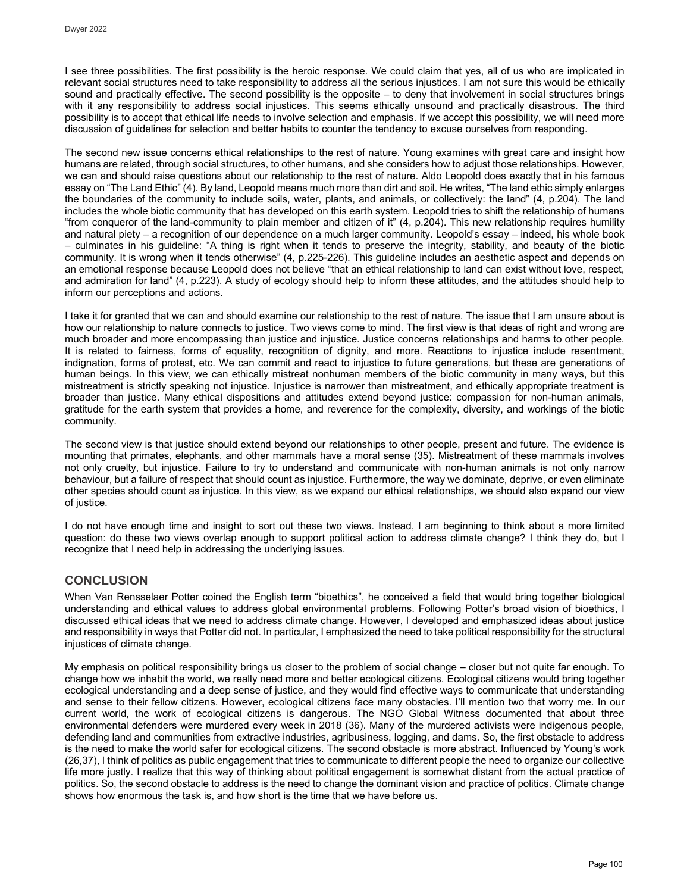I see three possibilities. The first possibility is the heroic response. We could claim that yes, all of us who are implicated in relevant social structures need to take responsibility to address all the serious injustices. I am not sure this would be ethically sound and practically effective. The second possibility is the opposite – to deny that involvement in social structures brings with it any responsibility to address social injustices. This seems ethically unsound and practically disastrous. The third possibility is to accept that ethical life needs to involve selection and emphasis. If we accept this possibility, we will need more discussion of guidelines for selection and better habits to counter the tendency to excuse ourselves from responding.

The second new issue concerns ethical relationships to the rest of nature. Young examines with great care and insight how humans are related, through social structures, to other humans, and she considers how to adjust those relationships. However, we can and should raise questions about our relationship to the rest of nature. Aldo Leopold does exactly that in his famous essay on "The Land Ethic" (4). By land, Leopold means much more than dirt and soil. He writes, "The land ethic simply enlarges the boundaries of the community to include soils, water, plants, and animals, or collectively: the land" (4, p.204). The land includes the whole biotic community that has developed on this earth system. Leopold tries to shift the relationship of humans "from conqueror of the land-community to plain member and citizen of it" (4, p.204). This new relationship requires humility and natural piety – a recognition of our dependence on a much larger community. Leopold's essay – indeed, his whole book – culminates in his guideline: "A thing is right when it tends to preserve the integrity, stability, and beauty of the biotic community. It is wrong when it tends otherwise" (4, p.225-226). This guideline includes an aesthetic aspect and depends on an emotional response because Leopold does not believe "that an ethical relationship to land can exist without love, respect, and admiration for land" (4, p.223). A study of ecology should help to inform these attitudes, and the attitudes should help to inform our perceptions and actions.

I take it for granted that we can and should examine our relationship to the rest of nature. The issue that I am unsure about is how our relationship to nature connects to justice. Two views come to mind. The first view is that ideas of right and wrong are much broader and more encompassing than justice and injustice. Justice concerns relationships and harms to other people. It is related to fairness, forms of equality, recognition of dignity, and more. Reactions to injustice include resentment, indignation, forms of protest, etc. We can commit and react to injustice to future generations, but these are generations of human beings. In this view, we can ethically mistreat nonhuman members of the biotic community in many ways, but this mistreatment is strictly speaking not injustice. Injustice is narrower than mistreatment, and ethically appropriate treatment is broader than justice. Many ethical dispositions and attitudes extend beyond justice: compassion for non-human animals, gratitude for the earth system that provides a home, and reverence for the complexity, diversity, and workings of the biotic community.

The second view is that justice should extend beyond our relationships to other people, present and future. The evidence is mounting that primates, elephants, and other mammals have a moral sense (35). Mistreatment of these mammals involves not only cruelty, but injustice. Failure to try to understand and communicate with non-human animals is not only narrow behaviour, but a failure of respect that should count as injustice. Furthermore, the way we dominate, deprive, or even eliminate other species should count as injustice. In this view, as we expand our ethical relationships, we should also expand our view of justice.

I do not have enough time and insight to sort out these two views. Instead, I am beginning to think about a more limited question: do these two views overlap enough to support political action to address climate change? I think they do, but I recognize that I need help in addressing the underlying issues.

## CONCLUSION

When Van Rensselaer Potter coined the English term "bioethics", he conceived a field that would bring together biological understanding and ethical values to address global environmental problems. Following Potter's broad vision of bioethics, I discussed ethical ideas that we need to address climate change. However, I developed and emphasized ideas about justice and responsibility in ways that Potter did not. In particular, I emphasized the need to take political responsibility for the structural injustices of climate change.

My emphasis on political responsibility brings us closer to the problem of social change – closer but not quite far enough. To change how we inhabit the world, we really need more and better ecological citizens. Ecological citizens would bring together ecological understanding and a deep sense of justice, and they would find effective ways to communicate that understanding and sense to their fellow citizens. However, ecological citizens face many obstacles. I'll mention two that worry me. In our current world, the work of ecological citizens is dangerous. The NGO Global Witness documented that about three environmental defenders were murdered every week in 2018 (36). Many of the murdered activists were indigenous people, defending land and communities from extractive industries, agribusiness, logging, and dams. So, the first obstacle to address is the need to make the world safer for ecological citizens. The second obstacle is more abstract. Influenced by Young's work (26,37), I think of politics as public engagement that tries to communicate to different people the need to organize our collective life more justly. I realize that this way of thinking about political engagement is somewhat distant from the actual practice of politics. So, the second obstacle to address is the need to change the dominant vision and practice of politics. Climate change shows how enormous the task is, and how short is the time that we have before us.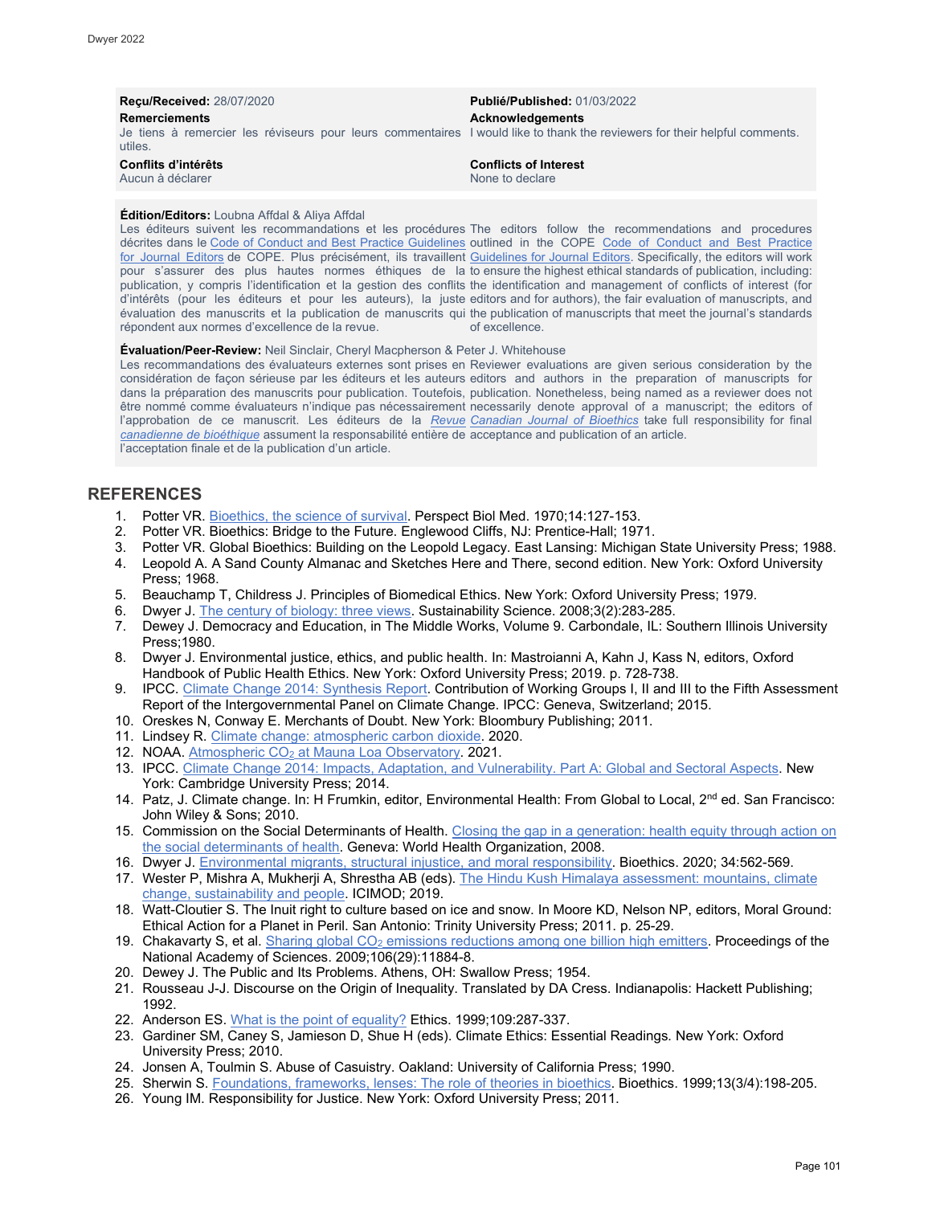**Reçu/Received:** 28/07/2020

**Publié/Published:** 01/03/2022

**Remerciements**

Je tiens à remercier les réviseurs pour leurs commentaires utiles.

**Acknowledgements**

I would like to thank the reviewers for their helpful comments.

**Conflits d'intérêts**

Aucun à déclarer

**Conflicts of Interest**

None to declare

**Édition/Editors:** Loubna Affdal & Aliya Affdal

Les éditeurs suivent les recommandations et les procédures décrites dans le Code of Conduct and Best Practice Guidelines for Journal Editors de COPE. Plus précisément, ils travaillent pour s'assurer des plus hautes normes éthiques de la publication, y compris l'identification et la gestion des conflits d'intérêts (pour les éditeurs et pour les auteurs), la juste évaluation des manuscrits et la publication de manuscrits qui répondent aux normes d'excellence de la revue.

The editors follow the recommendations and procedures outlined in the COPE Code of Conduct and Best Practice Guidelines for Journal Editors. Specifically, the editors will work to ensure the highest ethical standards of publication, including: the identification and management of conflicts of interest (for editors and for authors), the fair evaluation of manuscripts, and the publication of manuscripts that meet the journal's standards of excellence.

**Évaluation/Peer-Review:** Neil Sinclair, Cheryl Macpherson & Peter J. Whitehouse

Les recommandations des évaluateurs externes sont prises en considération de façon sérieuse par les éditeurs et les auteurs dans la préparation des manuscrits pour publication. Toutefois, être nommé comme évaluateurs n'indique pas nécessairement l'approbation de ce manuscrit. Les éditeurs de la *Revue canadienne de bioéthique* assument la responsabilité entière de l'acceptation finale et de la publication d'un article.

Reviewer evaluations are given serious consideration by the editors and authors in the preparation of manuscripts for publication. Nonetheless, being named as a reviewer does not necessarily denote approval of a manuscript; the editors of the *Canadian Journal of Bioethics* take full responsibility for final acceptance and publication of an article.

## REFERENCES

1. Potter VR. Bioethics, the science of survival. Perspect Biol Med. 1970;14:127-153.
2. Potter VR. Bioethics: Bridge to the Future. Englewood Cliffs, NJ: Prentice-Hall; 1971.
3. Potter VR. Global Bioethics: Building on the Leopold Legacy. East Lansing: Michigan State University Press; 1988.
4. Leopold A. A Sand County Almanac and Sketches Here and There, second edition. New York: Oxford University Press; 1968.
5. Beauchamp T, Childress J. Principles of Biomedical Ethics. New York: Oxford University Press; 1979.
6. Dwyer J. The century of biology: three views. Sustainability Science. 2008;3(2):283-285.
7. Dewey J. Democracy and Education, in The Middle Works, Volume 9. Carbondale, IL: Southern Illinois University Press;1980.
8. Dwyer J. Environmental justice, ethics, and public health. In: Mastroianni A, Kahn J, Kass N, editors, Oxford Handbook of Public Health Ethics. New York: Oxford University Press; 2019. p. 728-738.
9. IPCC. Climate Change 2014: Synthesis Report. Contribution of Working Groups I, II and III to the Fifth Assessment Report of the Intergovernmental Panel on Climate Change. IPCC: Geneva, Switzerland; 2015.
10. Oreskes N, Conway E. Merchants of Doubt. New York: Bloomberg Publishing; 2011.
11. Lindsey R. Climate change: atmospheric carbon dioxide. 2020.
12. NOAA. Atmospheric $CO_2$ at Mauna Loa Observatory. 2021.
13. IPCC. Climate Change 2014: Impacts, Adaptation, and Vulnerability. Part A: Global and Sectoral Aspects. New York: Cambridge University Press; 2014.
14. Patz, J. Climate change. In: H Frumkin, editor, Environmental Health: From Global to Local, 2nd ed. San Francisco: John Wiley & Sons; 2010.
15. Commission on the Social Determinants of Health. Closing the gap in a generation: health equity through action on the social determinants of health. Geneva: World Health Organization, 2008.
16. Dwyer J. Environmental migrants, structural injustice, and moral responsibility. Bioethics. 2020; 34:562-569.
17. Wester P, Mishra A, Mukherji A, Shrestha AB (eds). The Hindu Kush Himalaya assessment: mountains, climate change, sustainability and people. ICIMOD; 2019.
18. Watt-Cloutier S. The Inuit right to culture based on ice and snow. In Moore KD, Nelson NP, editors, Moral Ground: Ethical Action for a Planet in Peril. San Antonio: Trinity University Press; 2011. p. 25-29.
19. Chakavarty S, et al. Sharing global $CO_2$ emissions reductions among one billion high emitters. Proceedings of the National Academy of Sciences. 2009;106(29):11884-8.
20. Dewey J. The Public and Its Problems. Athens, OH: Swallow Press; 1954.
21. Rousseau J-J. Discourse on the Origin of Inequality. Translated by DA Cress. Indianapolis: Hackett Publishing; 1992.
22. Anderson ES. What is the point of equality? Ethics. 1999;109:287-337.
23. Gardiner SM, Caney S, Jamieson D, Shue H (eds). Climate Ethics: Essential Readings. New York: Oxford University Press; 2010.
24. Jonsen A, Toulmin S. Abuse of Casuistry. Oakland: University of California Press; 1990.
25. Sherwin S. Foundations, frameworks, lenses: The role of theories in bioethics. Bioethics. 1999;13(3/4):198-205.
26. Young IM. Responsibility for Justice. New York: Oxford University Press; 2011.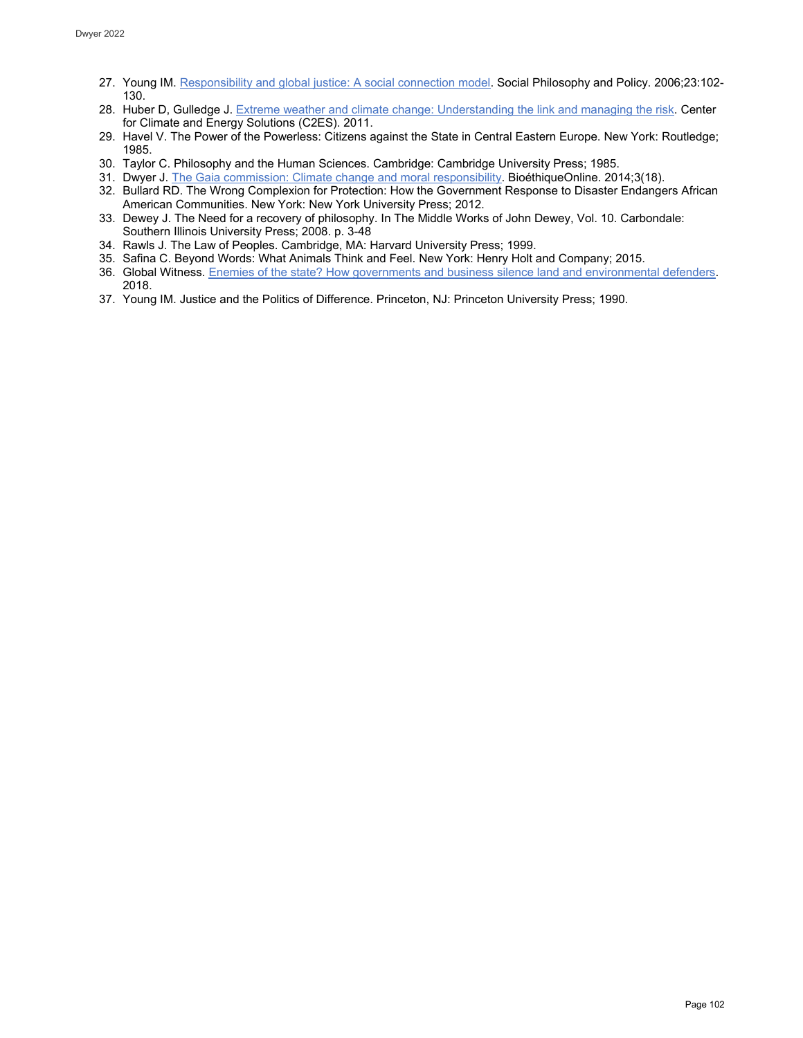27. Young IM. Responsibility and global justice: A social connection model. Social Philosophy and Policy. 2006;23:102-130.
28. Huber D, Gulledge J. Extreme weather and climate change: Understanding the link and managing the risk. Center for Climate and Energy Solutions (C2ES). 2011.
29. Havel V. The Power of the Powerless: Citizens against the State in Central Eastern Europe. New York: Routledge; 1985.
30. Taylor C. Philosophy and the Human Sciences. Cambridge: Cambridge University Press; 1985.
31. Dwyer J. The Gaia commission: Climate change and moral responsibility. BioéthiqueOnline. 2014;3(18).
32. Bullard RD. The Wrong Complexion for Protection: How the Government Response to Disaster Endangers African American Communities. New York: New York University Press; 2012.
33. Dewey J. The Need for a recovery of philosophy. In The Middle Works of John Dewey, Vol. 10. Carbondale: Southern Illinois University Press; 2008. p. 3-48
34. Rawls J. The Law of Peoples. Cambridge, MA: Harvard University Press; 1999.
35. Safina C. Beyond Words: What Animals Think and Feel. New York: Henry Holt and Company; 2015.
36. Global Witness. Enemies of the state? How governments and business silence land and environmental defenders. 2018.
37. Young IM. Justice and the Politics of Difference. Princeton, NJ: Princeton University Press; 1990.